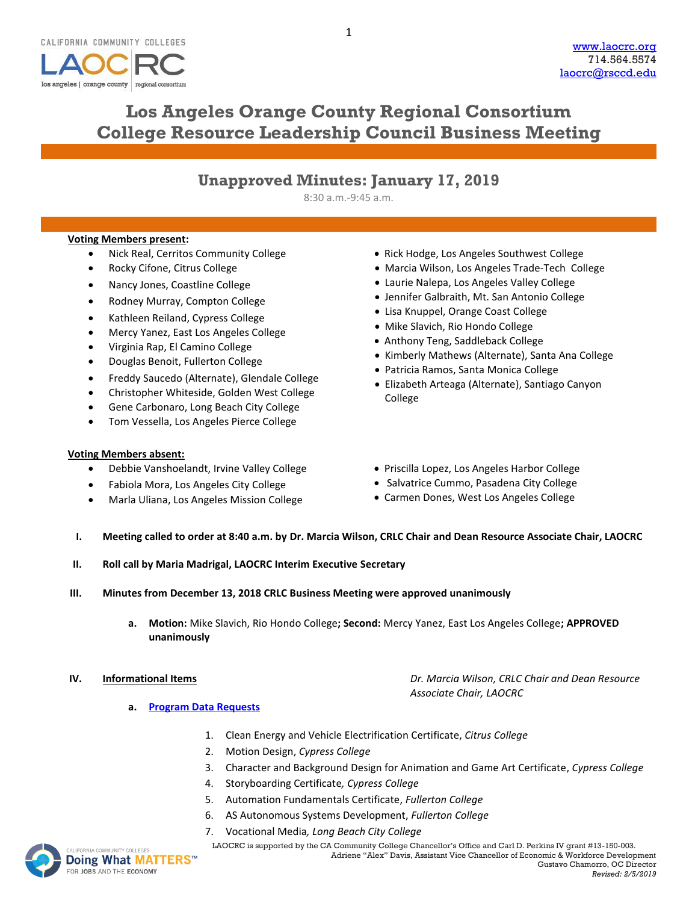www.laocrc.org
714.564.5574
laocrc@rsccd.edu

# Los Angeles Orange County Regional Consortium
# College Resource Leadership Council Business Meeting

## Unapproved Minutes: January 17, 2019

8:30 a.m.-9:45 a.m.

**Voting Members present:**

- Nick Real, Cerritos Community College
- Rocky Cifone, Citrus College
- Nancy Jones, Coastline College
- Rodney Murray, Compton College
- Kathleen Reiland, Cypress College
- Mercy Yanez, East Los Angeles College
- Virginia Rap, El Camino College
- Douglas Benoit, Fullerton College
- Freddy Saucedo (Alternate), Glendale College
- Christopher Whiteside, Golden West College
- Gene Carbonaro, Long Beach City College
- Tom Vessella, Los Angeles Pierce College
- Rick Hodge, Los Angeles Southwest College
- Marcia Wilson, Los Angeles Trade-Tech College
- Laurie Nalepa, Los Angeles Valley College
- Jennifer Galbraith, Mt. San Antonio College
- Lisa Knuppel, Orange Coast College
- Mike Slavich, Rio Hondo College
- Anthony Teng, Saddleback College
- Kimberly Mathews (Alternate), Santa Ana College
- Patricia Ramos, Santa Monica College
- Elizabeth Arteaga (Alternate), Santiago Canyon College

**Voting Members absent:**

- Debbie Vanshoelandt, Irvine Valley College
- Fabiola Mora, Los Angeles City College
- Marla Uliana, Los Angeles Mission College
- Priscilla Lopez, Los Angeles Harbor College
- Salvatrice Cummo, Pasadena City College
- Carmen Dones, West Los Angeles College

**I. Meeting called to order at 8:40 a.m. by Dr. Marcia Wilson, CRLC Chair and Dean Resource Associate Chair, LAOCRC**

**II. Roll call by Maria Madrigal, LAOCRC Interim Executive Secretary**

**III. Minutes from December 13, 2018 CRLC Business Meeting were approved unanimously**

a. **Motion:** Mike Slavich, Rio Hondo College**; Second:** Mercy Yanez, East Los Angeles College**; APPROVED unanimously**

**IV. Informational Items** — *Dr. Marcia Wilson, CRLC Chair and Dean Resource Associate Chair, LAOCRC*

a. **Program Data Requests**

1. Clean Energy and Vehicle Electrification Certificate, *Citrus College*
2. Motion Design, *Cypress College*
3. Character and Background Design for Animation and Game Art Certificate, *Cypress College*
4. Storyboarding Certificate*, Cypress College*
5. Automation Fundamentals Certificate, *Fullerton College*
6. AS Autonomous Systems Development, *Fullerton College*
7. Vocational Media*, Long Beach City College*

LAOCRC is supported by the CA Community College Chancellor's Office and Carl D. Perkins IV grant #13-150-003.
Adriene "Alex" Davis, Assistant Vice Chancellor of Economic & Workforce Development
Gustavo Chamorro, OC Director
*Revised: 2/5/2019*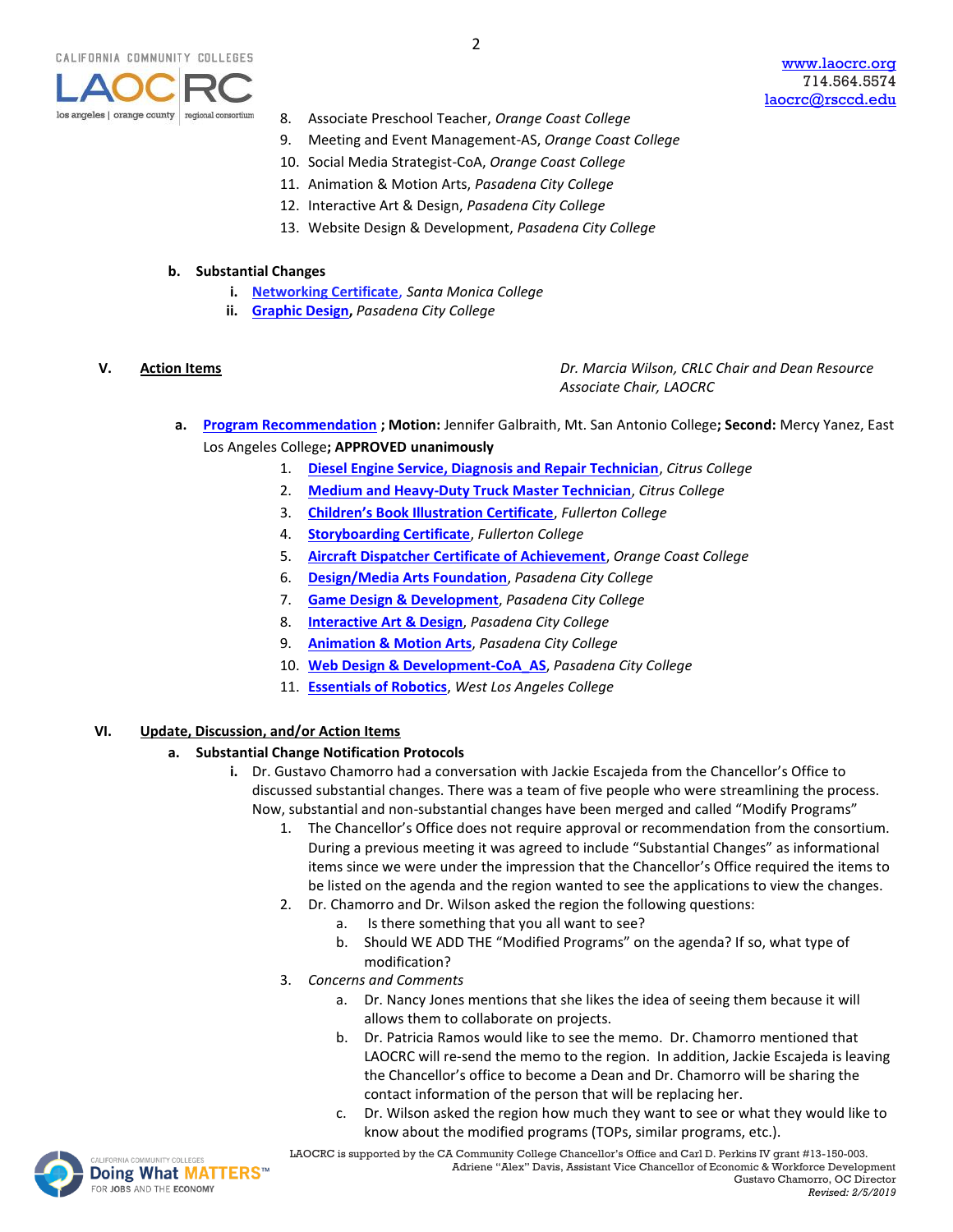8. Associate Preschool Teacher, *Orange Coast College*
9. Meeting and Event Management-AS, *Orange Coast College*
10. Social Media Strategist-CoA, *Orange Coast College*
11. Animation & Motion Arts, *Pasadena City College*
12. Interactive Art & Design, *Pasadena City College*
13. Website Design & Development, *Pasadena City College*

**b. Substantial Changes**

- **i.** **Networking Certificate**, *Santa Monica College*
- **ii.** **Graphic Design**, *Pasadena City College*

## V. Action Items

*Dr. Marcia Wilson, CRLC Chair and Dean Resource Associate Chair, LAOCRC*

**a.** **Program Recommendation** **; Motion:** Jennifer Galbraith, Mt. San Antonio College**; Second:** Mercy Yanez, East Los Angeles College**; APPROVED unanimously**

1. **Diesel Engine Service, Diagnosis and Repair Technician**, *Citrus College*
2. **Medium and Heavy-Duty Truck Master Technician**, *Citrus College*
3. **Children's Book Illustration Certificate**, *Fullerton College*
4. **Storyboarding Certificate**, *Fullerton College*
5. **Aircraft Dispatcher Certificate of Achievement**, *Orange Coast College*
6. **Design/Media Arts Foundation**, *Pasadena City College*
7. **Game Design & Development**, *Pasadena City College*
8. **Interactive Art & Design**, *Pasadena City College*
9. **Animation & Motion Arts**, *Pasadena City College*
10. **Web Design & Development-CoA_AS**, *Pasadena City College*
11. **Essentials of Robotics**, *West Los Angeles College*

## VI. Update, Discussion, and/or Action Items

**a. Substantial Change Notification Protocols**

- **i.** Dr. Gustavo Chamorro had a conversation with Jackie Escajeda from the Chancellor's Office to discussed substantial changes. There was a team of five people who were streamlining the process. Now, substantial and non-substantial changes have been merged and called "Modify Programs"
  1. The Chancellor's Office does not require approval or recommendation from the consortium. During a previous meeting it was agreed to include "Substantial Changes" as informational items since we were under the impression that the Chancellor's Office required the items to be listed on the agenda and the region wanted to see the applications to view the changes.
  2. Dr. Chamorro and Dr. Wilson asked the region the following questions:
     - a. Is there something that you all want to see?
     - b. Should WE ADD THE "Modified Programs" on the agenda? If so, what type of modification?
  3. *Concerns and Comments*
     - a. Dr. Nancy Jones mentions that she likes the idea of seeing them because it will allows them to collaborate on projects.
     - b. Dr. Patricia Ramos would like to see the memo. Dr. Chamorro mentioned that LAOCRC will re-send the memo to the region. In addition, Jackie Escajeda is leaving the Chancellor's office to become a Dean and Dr. Chamorro will be sharing the contact information of the person that will be replacing her.
     - c. Dr. Wilson asked the region how much they want to see or what they would like to know about the modified programs (TOPs, similar programs, etc.).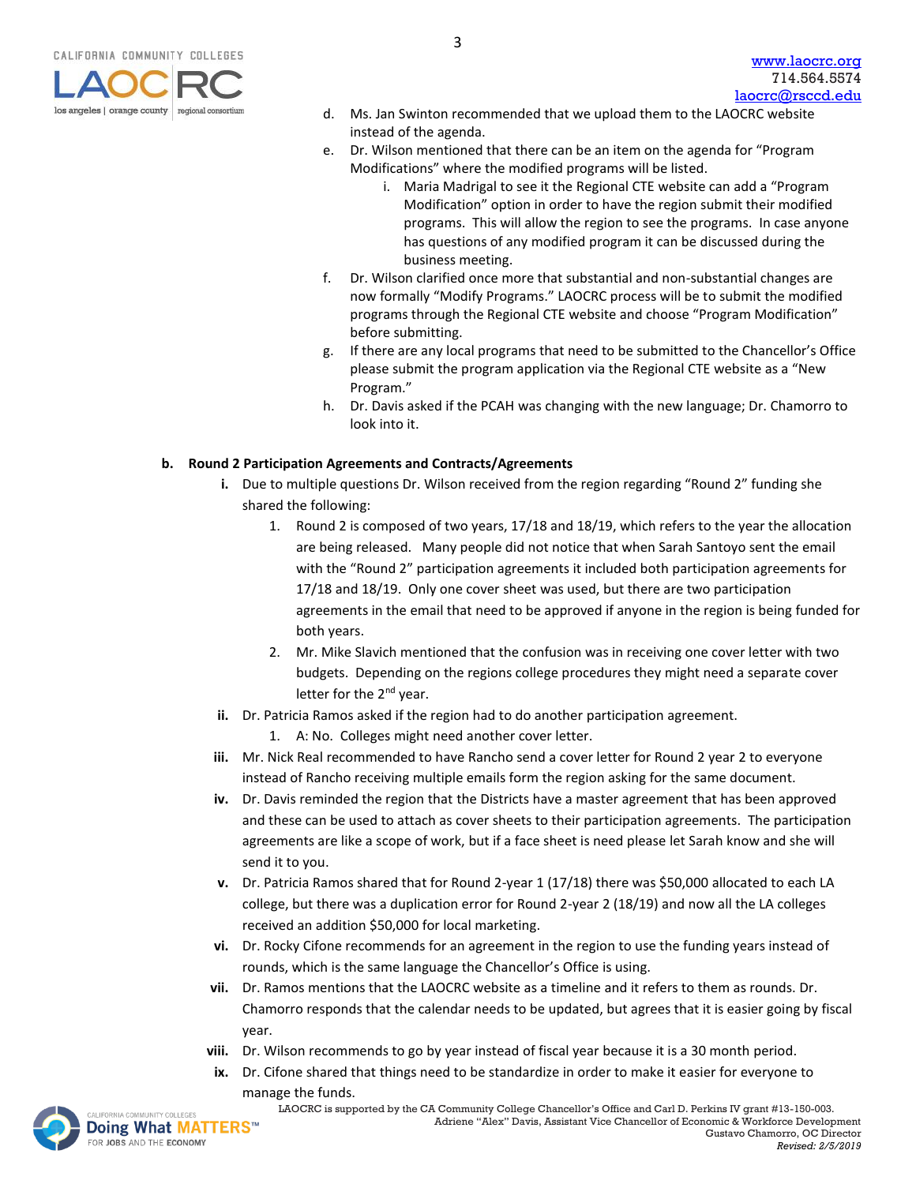d. Ms. Jan Swinton recommended that we upload them to the LAOCRC website instead of the agenda.

e. Dr. Wilson mentioned that there can be an item on the agenda for "Program Modifications" where the modified programs will be listed.

   i. Maria Madrigal to see it the Regional CTE website can add a "Program Modification" option in order to have the region submit their modified programs. This will allow the region to see the programs. In case anyone has questions of any modified program it can be discussed during the business meeting.

f. Dr. Wilson clarified once more that substantial and non-substantial changes are now formally "Modify Programs." LAOCRC process will be to submit the modified programs through the Regional CTE website and choose "Program Modification" before submitting.

g. If there are any local programs that need to be submitted to the Chancellor's Office please submit the program application via the Regional CTE website as a "New Program."

h. Dr. Davis asked if the PCAH was changing with the new language; Dr. Chamorro to look into it.

**b. Round 2 Participation Agreements and Contracts/Agreements**

**i.** Due to multiple questions Dr. Wilson received from the region regarding "Round 2" funding she shared the following:

1. Round 2 is composed of two years, 17/18 and 18/19, which refers to the year the allocation are being released. Many people did not notice that when Sarah Santoyo sent the email with the "Round 2" participation agreements it included both participation agreements for 17/18 and 18/19. Only one cover sheet was used, but there are two participation agreements in the email that need to be approved if anyone in the region is being funded for both years.
2. Mr. Mike Slavich mentioned that the confusion was in receiving one cover letter with two budgets. Depending on the regions college procedures they might need a separate cover letter for the 2nd year.

**ii.** Dr. Patricia Ramos asked if the region had to do another participation agreement.

1. A: No. Colleges might need another cover letter.

**iii.** Mr. Nick Real recommended to have Rancho send a cover letter for Round 2 year 2 to everyone instead of Rancho receiving multiple emails form the region asking for the same document.

**iv.** Dr. Davis reminded the region that the Districts have a master agreement that has been approved and these can be used to attach as cover sheets to their participation agreements. The participation agreements are like a scope of work, but if a face sheet is need please let Sarah know and she will send it to you.

**v.** Dr. Patricia Ramos shared that for Round 2-year 1 (17/18) there was $50,000 allocated to each LA college, but there was a duplication error for Round 2-year 2 (18/19) and now all the LA colleges received an addition $50,000 for local marketing.

**vi.** Dr. Rocky Cifone recommends for an agreement in the region to use the funding years instead of rounds, which is the same language the Chancellor's Office is using.

**vii.** Dr. Ramos mentions that the LAOCRC website as a timeline and it refers to them as rounds. Dr. Chamorro responds that the calendar needs to be updated, but agrees that it is easier going by fiscal year.

**viii.** Dr. Wilson recommends to go by year instead of fiscal year because it is a 30 month period.

**ix.** Dr. Cifone shared that things need to be standardize in order to make it easier for everyone to manage the funds.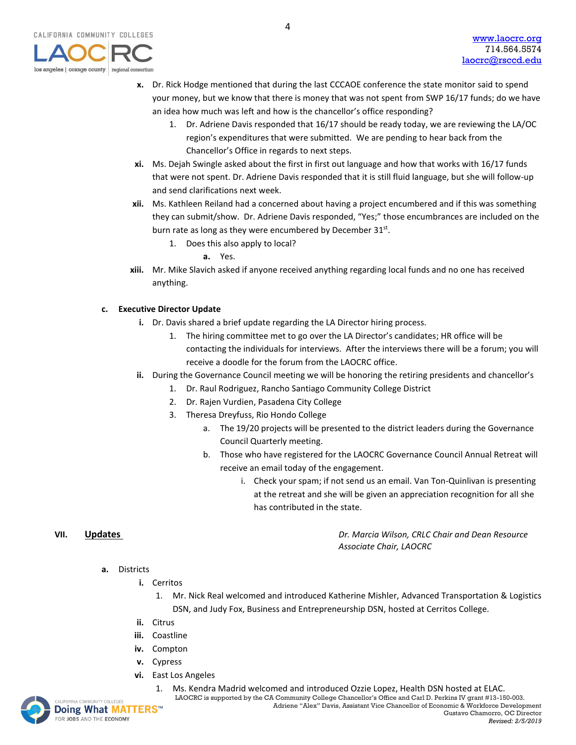x. Dr. Rick Hodge mentioned that during the last CCCAOE conference the state monitor said to spend your money, but we know that there is money that was not spent from SWP 16/17 funds; do we have an idea how much was left and how is the chancellor's office responding?
   1. Dr. Adriene Davis responded that 16/17 should be ready today, we are reviewing the LA/OC region's expenditures that were submitted. We are pending to hear back from the Chancellor's Office in regards to next steps.

xi. Ms. Dejah Swingle asked about the first in first out language and how that works with 16/17 funds that were not spent. Dr. Adriene Davis responded that it is still fluid language, but she will follow-up and send clarifications next week.

xii. Ms. Kathleen Reiland had a concerned about having a project encumbered and if this was something they can submit/show. Dr. Adriene Davis responded, "Yes;" those encumbrances are included on the burn rate as long as they were encumbered by December 31st.
   1. Does this also apply to local?
      a. Yes.

xiii. Mr. Mike Slavich asked if anyone received anything regarding local funds and no one has received anything.

**c. Executive Director Update**

i. Dr. Davis shared a brief update regarding the LA Director hiring process.
   1. The hiring committee met to go over the LA Director's candidates; HR office will be contacting the individuals for interviews. After the interviews there will be a forum; you will receive a doodle for the forum from the LAOCRC office.

ii. During the Governance Council meeting we will be honoring the retiring presidents and chancellor's
   1. Dr. Raul Rodriguez, Rancho Santiago Community College District
   2. Dr. Rajen Vurdien, Pasadena City College
   3. Theresa Dreyfuss, Rio Hondo College
      a. The 19/20 projects will be presented to the district leaders during the Governance Council Quarterly meeting.
      b. Those who have registered for the LAOCRC Governance Council Annual Retreat will receive an email today of the engagement.
         i. Check your spam; if not send us an email. Van Ton-Quinlivan is presenting at the retreat and she will be given an appreciation recognition for all she has contributed in the state.

## VII. Updates

*Dr. Marcia Wilson, CRLC Chair and Dean Resource Associate Chair, LAOCRC*

a. Districts

i. Cerritos
   1. Mr. Nick Real welcomed and introduced Katherine Mishler, Advanced Transportation & Logistics DSN, and Judy Fox, Business and Entrepreneurship DSN, hosted at Cerritos College.

ii. Citrus

iii. Coastline

iv. Compton

v. Cypress

vi. East Los Angeles
   1. Ms. Kendra Madrid welcomed and introduced Ozzie Lopez, Health DSN hosted at ELAC.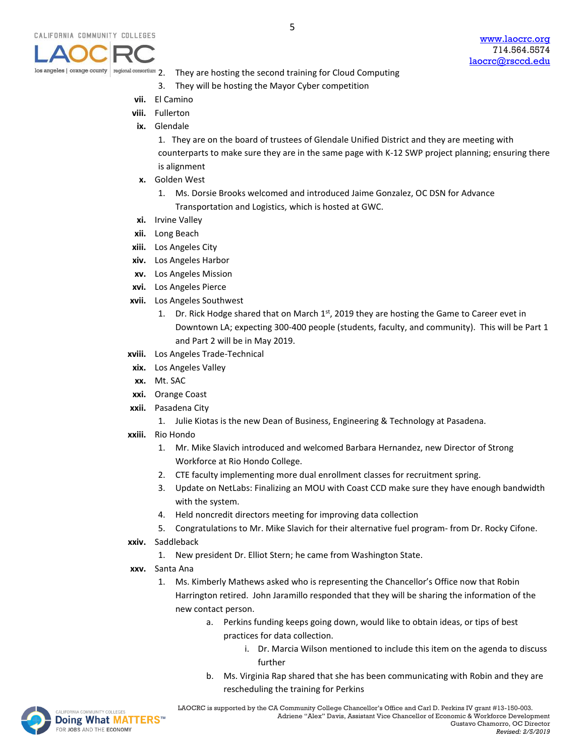2. They are hosting the second training for Cloud Computing
3. They will be hosting the Mayor Cyber competition

vii. El Camino

viii. Fullerton

ix. Glendale

1. They are on the board of trustees of Glendale Unified District and they are meeting with counterparts to make sure they are in the same page with K-12 SWP project planning; ensuring there is alignment

x. Golden West

1. Ms. Dorsie Brooks welcomed and introduced Jaime Gonzalez, OC DSN for Advance Transportation and Logistics, which is hosted at GWC.

xi. Irvine Valley

xii. Long Beach

xiii. Los Angeles City

xiv. Los Angeles Harbor

xv. Los Angeles Mission

xvi. Los Angeles Pierce

xvii. Los Angeles Southwest

1. Dr. Rick Hodge shared that on March 1st, 2019 they are hosting the Game to Career evet in Downtown LA; expecting 300-400 people (students, faculty, and community). This will be Part 1 and Part 2 will be in May 2019.

xviii. Los Angeles Trade-Technical

xix. Los Angeles Valley

xx. Mt. SAC

xxi. Orange Coast

xxii. Pasadena City

1. Julie Kiotas is the new Dean of Business, Engineering & Technology at Pasadena.

xxiii. Rio Hondo

1. Mr. Mike Slavich introduced and welcomed Barbara Hernandez, new Director of Strong Workforce at Rio Hondo College.
2. CTE faculty implementing more dual enrollment classes for recruitment spring.
3. Update on NetLabs: Finalizing an MOU with Coast CCD make sure they have enough bandwidth with the system.
4. Held noncredit directors meeting for improving data collection
5. Congratulations to Mr. Mike Slavich for their alternative fuel program- from Dr. Rocky Cifone.

xxiv. Saddleback

1. New president Dr. Elliot Stern; he came from Washington State.

xxv. Santa Ana

1. Ms. Kimberly Mathews asked who is representing the Chancellor's Office now that Robin Harrington retired. John Jaramillo responded that they will be sharing the information of the new contact person.
    a. Perkins funding keeps going down, would like to obtain ideas, or tips of best practices for data collection.
        i. Dr. Marcia Wilson mentioned to include this item on the agenda to discuss further
    b. Ms. Virginia Rap shared that she has been communicating with Robin and they are rescheduling the training for Perkins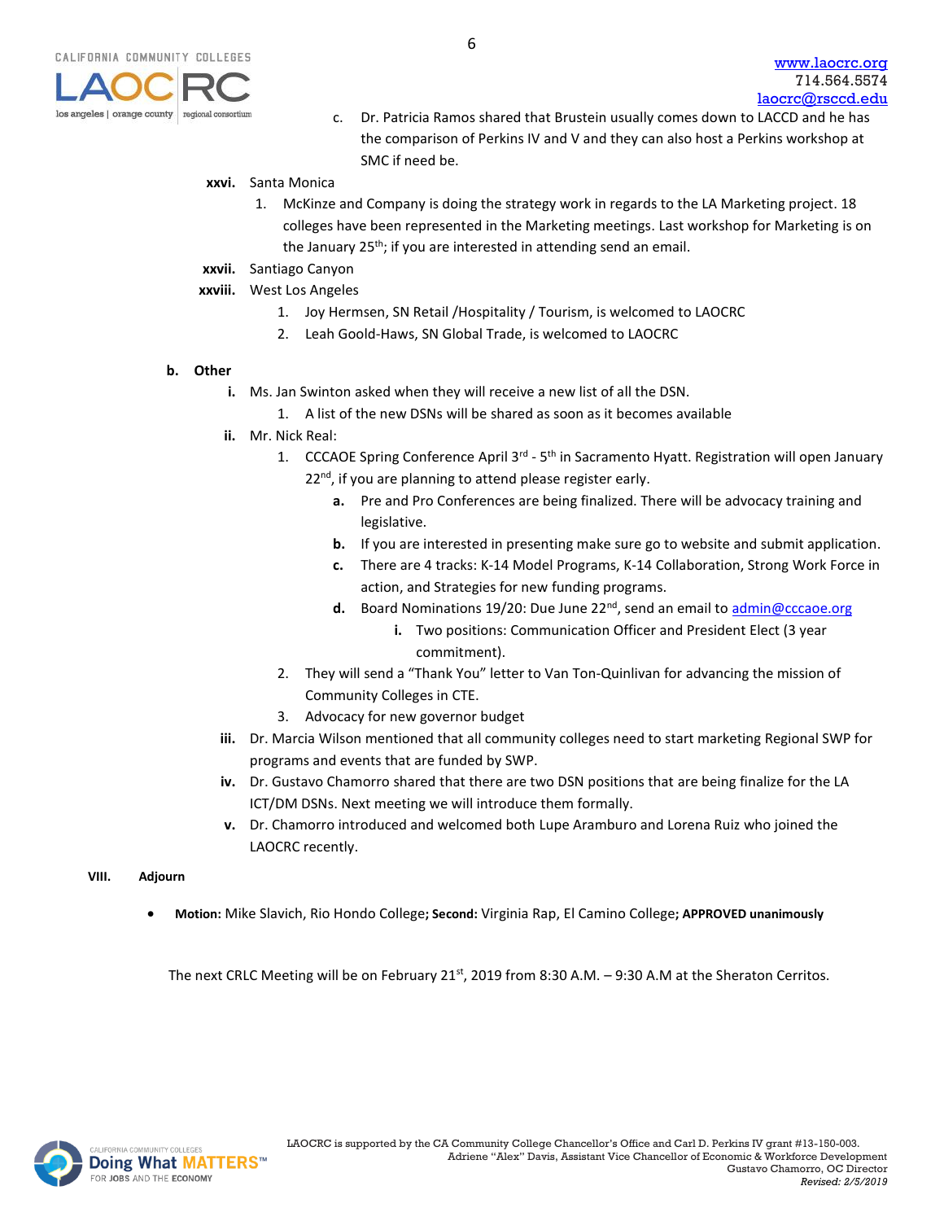c. Dr. Patricia Ramos shared that Brustein usually comes down to LACCD and he has the comparison of Perkins IV and V and they can also host a Perkins workshop at SMC if need be.

**xxvi.** Santa Monica

1. McKinze and Company is doing the strategy work in regards to the LA Marketing project. 18 colleges have been represented in the Marketing meetings. Last workshop for Marketing is on the January 25th; if you are interested in attending send an email.

**xxvii.** Santiago Canyon

**xxviii.** West Los Angeles

1. Joy Hermsen, SN Retail /Hospitality / Tourism, is welcomed to LAOCRC
2. Leah Goold-Haws, SN Global Trade, is welcomed to LAOCRC

**b. Other**

**i.** Ms. Jan Swinton asked when they will receive a new list of all the DSN.

1. A list of the new DSNs will be shared as soon as it becomes available

**ii.** Mr. Nick Real:

1. CCCAOE Spring Conference April 3rd - 5th in Sacramento Hyatt. Registration will open January 22nd, if you are planning to attend please register early.
   - **a.** Pre and Pro Conferences are being finalized. There will be advocacy training and legislative.
   - **b.** If you are interested in presenting make sure go to website and submit application.
   - **c.** There are 4 tracks: K-14 Model Programs, K-14 Collaboration, Strong Work Force in action, and Strategies for new funding programs.
   - **d.** Board Nominations 19/20: Due June 22nd, send an email to admin@cccaoe.org
     - **i.** Two positions: Communication Officer and President Elect (3 year commitment).
2. They will send a "Thank You" letter to Van Ton-Quinlivan for advancing the mission of Community Colleges in CTE.
3. Advocacy for new governor budget

**iii.** Dr. Marcia Wilson mentioned that all community colleges need to start marketing Regional SWP for programs and events that are funded by SWP.

**iv.** Dr. Gustavo Chamorro shared that there are two DSN positions that are being finalize for the LA ICT/DM DSNs. Next meeting we will introduce them formally.

**v.** Dr. Chamorro introduced and welcomed both Lupe Aramburo and Lorena Ruiz who joined the LAOCRC recently.

**VIII. Adjourn**

- **Motion:** Mike Slavich, Rio Hondo College**; Second:** Virginia Rap, El Camino College**; APPROVED unanimously**

The next CRLC Meeting will be on February 21st, 2019 from 8:30 A.M. – 9:30 A.M at the Sheraton Cerritos.